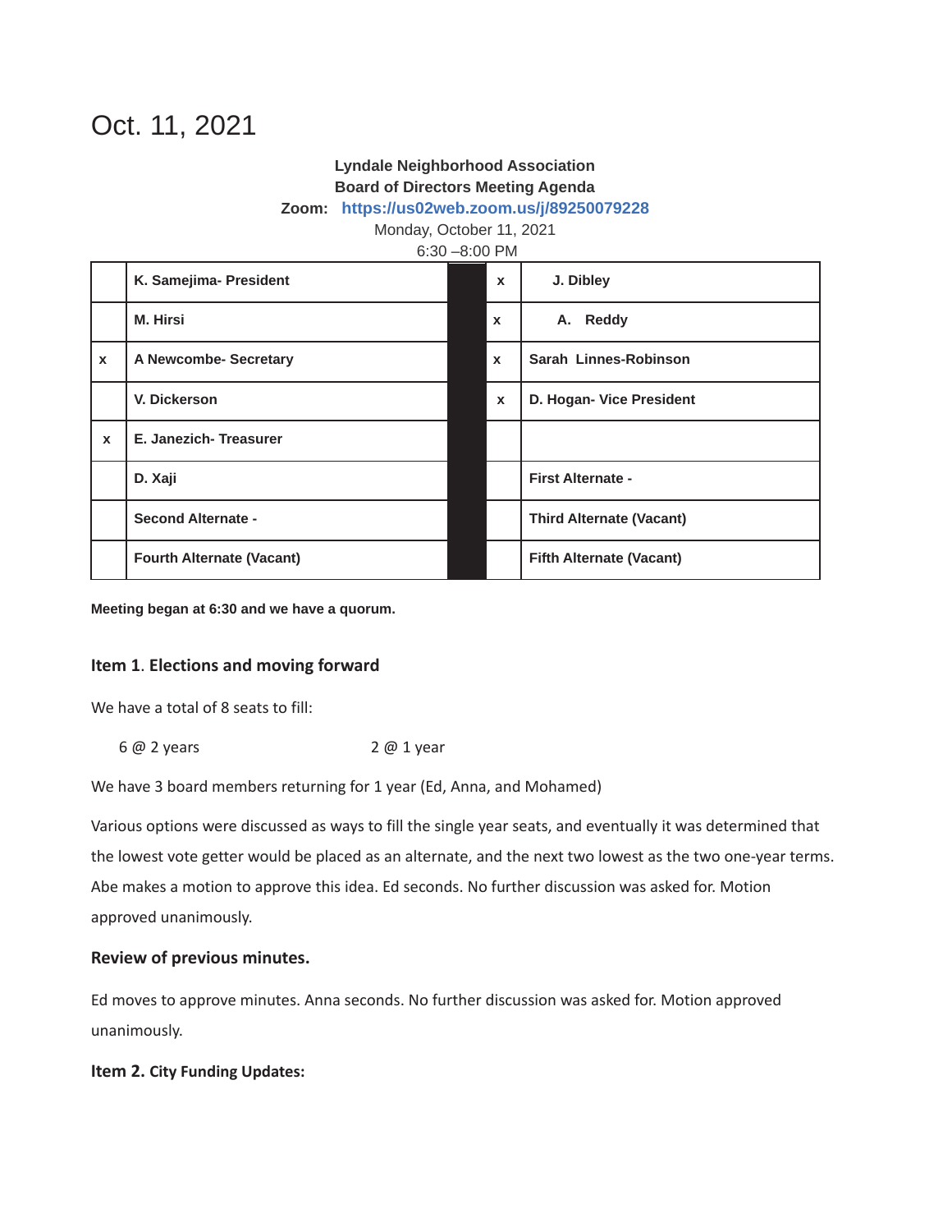# Oct. 11, 2021

**Lyndale Neighborhood Association**
**Board of Directors Meeting Agenda**
**Zoom: https://us02web.zoom.us/j/89250079228**
Monday, October 11, 2021
6:30 –8:00 PM

| | | | | |
|---|---|---|---|---|
| | **K. Samejima- President** | | **x** | **J. Dibley** |
| | **M. Hirsi** | | **x** | **A. Reddy** |
| **x** | **A Newcombe- Secretary** | | **x** | **Sarah Linnes-Robinson** |
| | **V. Dickerson** | | **x** | **D. Hogan- Vice President** |
| **x** | **E. Janezich- Treasurer** | | | |
| | **D. Xaji** | | | **First Alternate -** |
| | **Second Alternate -** | | | **Third Alternate (Vacant)** |
| | **Fourth Alternate (Vacant)** | | | **Fifth Alternate (Vacant)** |

**Meeting began at 6:30 and we have a quorum.**

### Item 1. Elections and moving forward

We have a total of 8 seats to fill:

6 @ 2 years 2 @ 1 year

We have 3 board members returning for 1 year (Ed, Anna, and Mohamed)

Various options were discussed as ways to fill the single year seats, and eventually it was determined that the lowest vote getter would be placed as an alternate, and the next two lowest as the two one-year terms. Abe makes a motion to approve this idea. Ed seconds. No further discussion was asked for. Motion approved unanimously.

### Review of previous minutes.

Ed moves to approve minutes. Anna seconds. No further discussion was asked for. Motion approved unanimously.

### Item 2. City Funding Updates: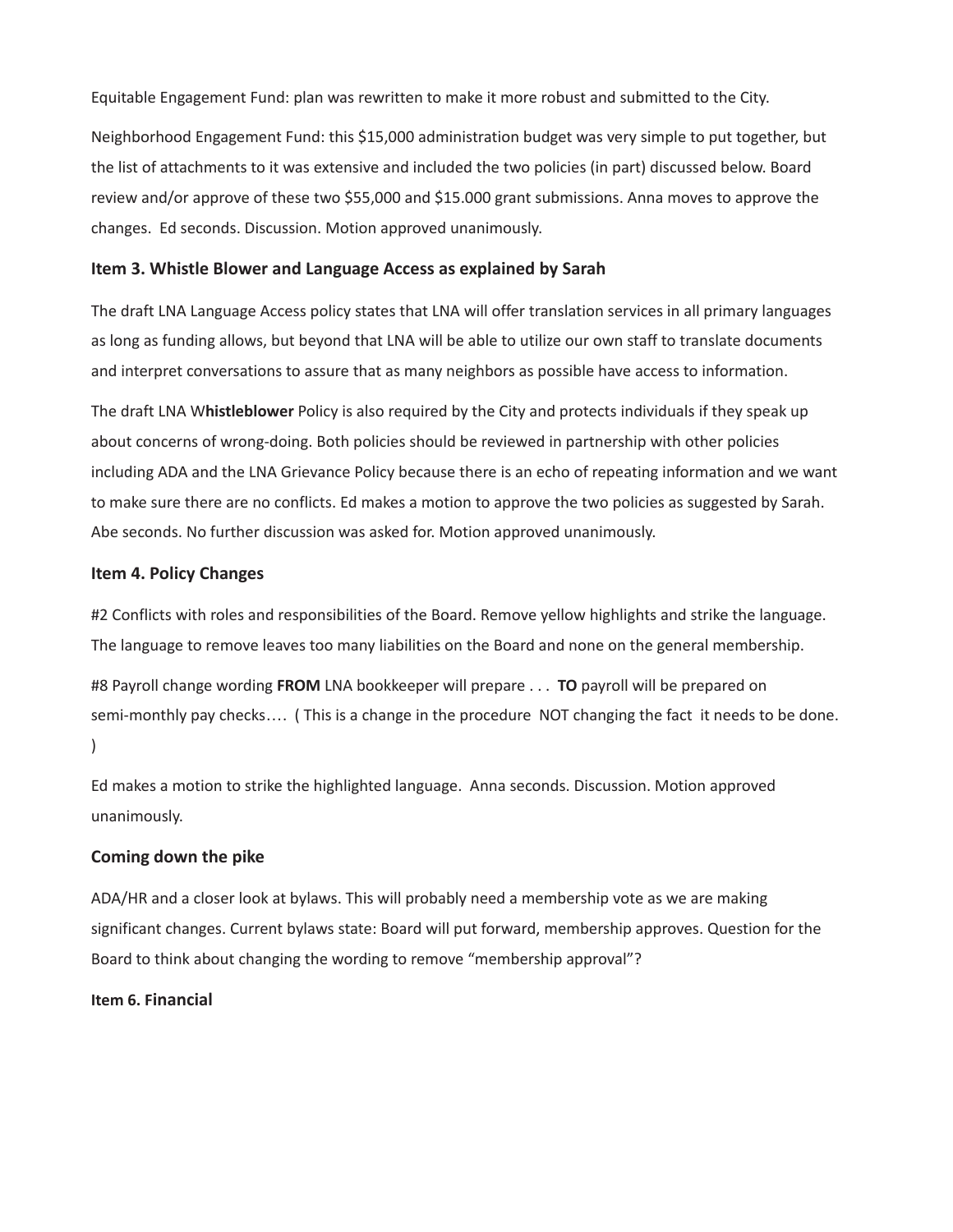Equitable Engagement Fund: plan was rewritten to make it more robust and submitted to the City.

Neighborhood Engagement Fund: this $15,000 administration budget was very simple to put together, but the list of attachments to it was extensive and included the two policies (in part) discussed below. Board review and/or approve of these two $55,000 and $15.000 grant submissions. Anna moves to approve the changes. Ed seconds. Discussion. Motion approved unanimously.

### Item 3. Whistle Blower and Language Access as explained by Sarah

The draft LNA Language Access policy states that LNA will offer translation services in all primary languages as long as funding allows, but beyond that LNA will be able to utilize our own staff to translate documents and interpret conversations to assure that as many neighbors as possible have access to information.

The draft LNA W**histleblower** Policy is also required by the City and protects individuals if they speak up about concerns of wrong-doing. Both policies should be reviewed in partnership with other policies including ADA and the LNA Grievance Policy because there is an echo of repeating information and we want to make sure there are no conflicts. Ed makes a motion to approve the two policies as suggested by Sarah. Abe seconds. No further discussion was asked for. Motion approved unanimously.

### Item 4. Policy Changes

#2 Conflicts with roles and responsibilities of the Board. Remove yellow highlights and strike the language. The language to remove leaves too many liabilities on the Board and none on the general membership.

#8 Payroll change wording **FROM** LNA bookkeeper will prepare . . . **TO** payroll will be prepared on semi-monthly pay checks…. ( This is a change in the procedure NOT changing the fact it needs to be done. )

Ed makes a motion to strike the highlighted language. Anna seconds. Discussion. Motion approved unanimously.

### Coming down the pike

ADA/HR and a closer look at bylaws. This will probably need a membership vote as we are making significant changes. Current bylaws state: Board will put forward, membership approves. Question for the Board to think about changing the wording to remove "membership approval"?

#### Item 6. Financial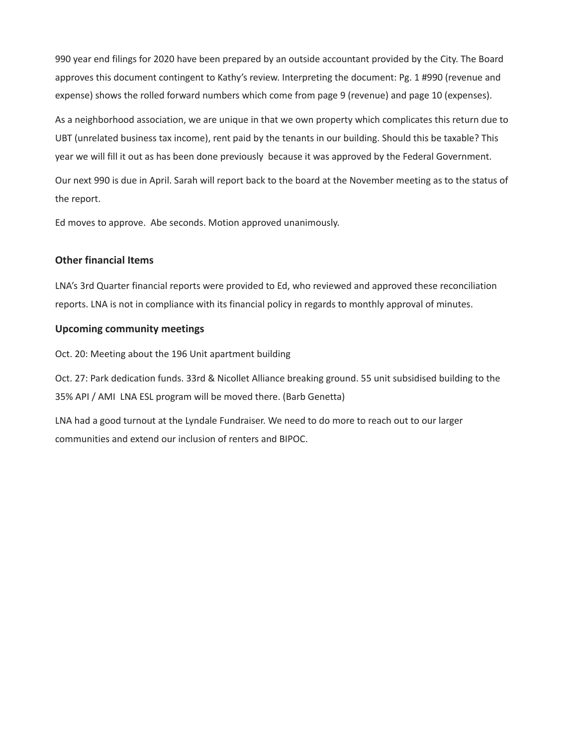990 year end filings for 2020 have been prepared by an outside accountant provided by the City. The Board approves this document contingent to Kathy's review. Interpreting the document: Pg. 1 #990 (revenue and expense) shows the rolled forward numbers which come from page 9 (revenue) and page 10 (expenses).

As a neighborhood association, we are unique in that we own property which complicates this return due to UBT (unrelated business tax income), rent paid by the tenants in our building. Should this be taxable? This year we will fill it out as has been done previously because it was approved by the Federal Government.

Our next 990 is due in April. Sarah will report back to the board at the November meeting as to the status of the report.

Ed moves to approve. Abe seconds. Motion approved unanimously.

### Other financial Items

LNA's 3rd Quarter financial reports were provided to Ed, who reviewed and approved these reconciliation reports. LNA is not in compliance with its financial policy in regards to monthly approval of minutes.

### Upcoming community meetings

Oct. 20: Meeting about the 196 Unit apartment building

Oct. 27: Park dedication funds. 33rd & Nicollet Alliance breaking ground. 55 unit subsidised building to the 35% API / AMI LNA ESL program will be moved there. (Barb Genetta)

LNA had a good turnout at the Lyndale Fundraiser. We need to do more to reach out to our larger communities and extend our inclusion of renters and BIPOC.